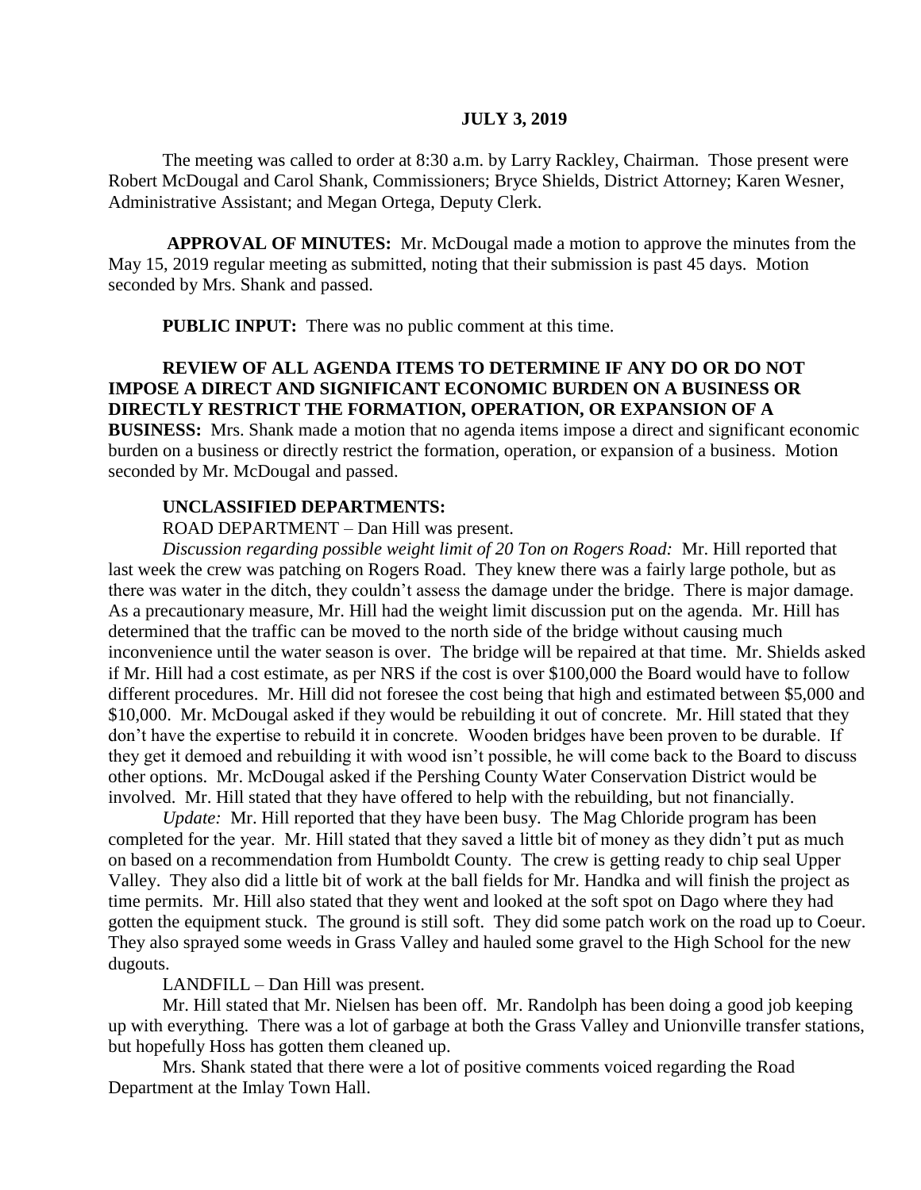**JULY 3, 2019**

The meeting was called to order at 8:30 a.m. by Larry Rackley, Chairman. Those present were Robert McDougal and Carol Shank, Commissioners; Bryce Shields, District Attorney; Karen Wesner, Administrative Assistant; and Megan Ortega, Deputy Clerk.

**APPROVAL OF MINUTES:** Mr. McDougal made a motion to approve the minutes from the May 15, 2019 regular meeting as submitted, noting that their submission is past 45 days. Motion seconded by Mrs. Shank and passed.

**PUBLIC INPUT:** There was no public comment at this time.

**REVIEW OF ALL AGENDA ITEMS TO DETERMINE IF ANY DO OR DO NOT IMPOSE A DIRECT AND SIGNIFICANT ECONOMIC BURDEN ON A BUSINESS OR DIRECTLY RESTRICT THE FORMATION, OPERATION, OR EXPANSION OF A BUSINESS:** Mrs. Shank made a motion that no agenda items impose a direct and significant economic burden on a business or directly restrict the formation, operation, or expansion of a business. Motion seconded by Mr. McDougal and passed.

**UNCLASSIFIED DEPARTMENTS:**

ROAD DEPARTMENT – Dan Hill was present.

*Discussion regarding possible weight limit of 20 Ton on Rogers Road:* Mr. Hill reported that last week the crew was patching on Rogers Road. They knew there was a fairly large pothole, but as there was water in the ditch, they couldn't assess the damage under the bridge. There is major damage. As a precautionary measure, Mr. Hill had the weight limit discussion put on the agenda. Mr. Hill has determined that the traffic can be moved to the north side of the bridge without causing much inconvenience until the water season is over. The bridge will be repaired at that time. Mr. Shields asked if Mr. Hill had a cost estimate, as per NRS if the cost is over $100,000 the Board would have to follow different procedures. Mr. Hill did not foresee the cost being that high and estimated between $5,000 and $10,000. Mr. McDougal asked if they would be rebuilding it out of concrete. Mr. Hill stated that they don't have the expertise to rebuild it in concrete. Wooden bridges have been proven to be durable. If they get it demoed and rebuilding it with wood isn't possible, he will come back to the Board to discuss other options. Mr. McDougal asked if the Pershing County Water Conservation District would be involved. Mr. Hill stated that they have offered to help with the rebuilding, but not financially.

*Update:* Mr. Hill reported that they have been busy. The Mag Chloride program has been completed for the year. Mr. Hill stated that they saved a little bit of money as they didn't put as much on based on a recommendation from Humboldt County. The crew is getting ready to chip seal Upper Valley. They also did a little bit of work at the ball fields for Mr. Handka and will finish the project as time permits. Mr. Hill also stated that they went and looked at the soft spot on Dago where they had gotten the equipment stuck. The ground is still soft. They did some patch work on the road up to Coeur. They also sprayed some weeds in Grass Valley and hauled some gravel to the High School for the new dugouts.

LANDFILL – Dan Hill was present.

Mr. Hill stated that Mr. Nielsen has been off. Mr. Randolph has been doing a good job keeping up with everything. There was a lot of garbage at both the Grass Valley and Unionville transfer stations, but hopefully Hoss has gotten them cleaned up.

Mrs. Shank stated that there were a lot of positive comments voiced regarding the Road Department at the Imlay Town Hall.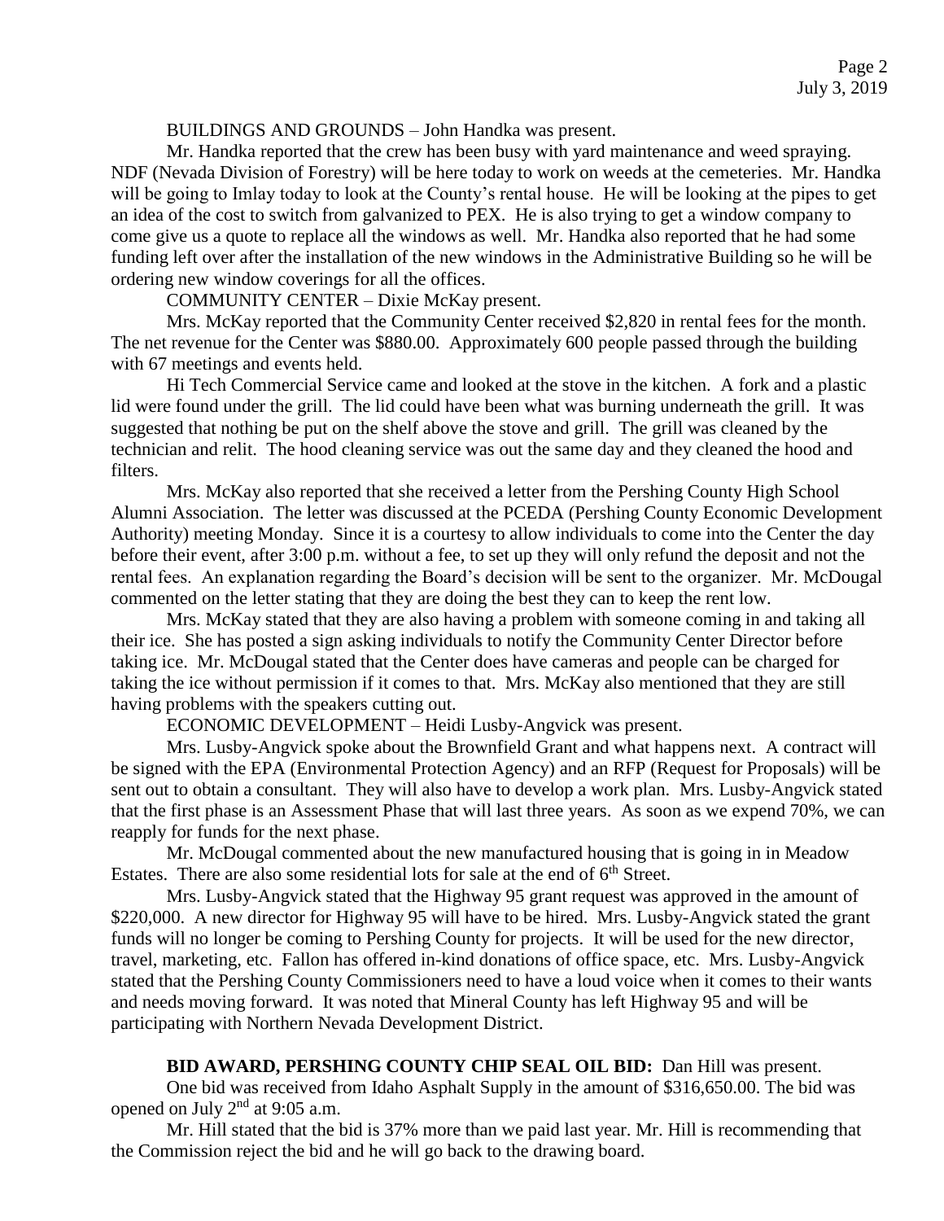BUILDINGS AND GROUNDS – John Handka was present.

Mr. Handka reported that the crew has been busy with yard maintenance and weed spraying. NDF (Nevada Division of Forestry) will be here today to work on weeds at the cemeteries. Mr. Handka will be going to Imlay today to look at the County's rental house. He will be looking at the pipes to get an idea of the cost to switch from galvanized to PEX. He is also trying to get a window company to come give us a quote to replace all the windows as well. Mr. Handka also reported that he had some funding left over after the installation of the new windows in the Administrative Building so he will be ordering new window coverings for all the offices.

COMMUNITY CENTER – Dixie McKay present.

Mrs. McKay reported that the Community Center received $2,820 in rental fees for the month. The net revenue for the Center was $880.00. Approximately 600 people passed through the building with 67 meetings and events held.

Hi Tech Commercial Service came and looked at the stove in the kitchen. A fork and a plastic lid were found under the grill. The lid could have been what was burning underneath the grill. It was suggested that nothing be put on the shelf above the stove and grill. The grill was cleaned by the technician and relit. The hood cleaning service was out the same day and they cleaned the hood and filters.

Mrs. McKay also reported that she received a letter from the Pershing County High School Alumni Association. The letter was discussed at the PCEDA (Pershing County Economic Development Authority) meeting Monday. Since it is a courtesy to allow individuals to come into the Center the day before their event, after 3:00 p.m. without a fee, to set up they will only refund the deposit and not the rental fees. An explanation regarding the Board's decision will be sent to the organizer. Mr. McDougal commented on the letter stating that they are doing the best they can to keep the rent low.

Mrs. McKay stated that they are also having a problem with someone coming in and taking all their ice. She has posted a sign asking individuals to notify the Community Center Director before taking ice. Mr. McDougal stated that the Center does have cameras and people can be charged for taking the ice without permission if it comes to that. Mrs. McKay also mentioned that they are still having problems with the speakers cutting out.

ECONOMIC DEVELOPMENT – Heidi Lusby-Angvick was present.

Mrs. Lusby-Angvick spoke about the Brownfield Grant and what happens next. A contract will be signed with the EPA (Environmental Protection Agency) and an RFP (Request for Proposals) will be sent out to obtain a consultant. They will also have to develop a work plan. Mrs. Lusby-Angvick stated that the first phase is an Assessment Phase that will last three years. As soon as we expend 70%, we can reapply for funds for the next phase.

Mr. McDougal commented about the new manufactured housing that is going in in Meadow Estates. There are also some residential lots for sale at the end of 6th Street.

Mrs. Lusby-Angvick stated that the Highway 95 grant request was approved in the amount of $220,000. A new director for Highway 95 will have to be hired. Mrs. Lusby-Angvick stated the grant funds will no longer be coming to Pershing County for projects. It will be used for the new director, travel, marketing, etc. Fallon has offered in-kind donations of office space, etc. Mrs. Lusby-Angvick stated that the Pershing County Commissioners need to have a loud voice when it comes to their wants and needs moving forward. It was noted that Mineral County has left Highway 95 and will be participating with Northern Nevada Development District.

**BID AWARD, PERSHING COUNTY CHIP SEAL OIL BID:** Dan Hill was present.

One bid was received from Idaho Asphalt Supply in the amount of $316,650.00. The bid was opened on July 2nd at 9:05 a.m.

Mr. Hill stated that the bid is 37% more than we paid last year. Mr. Hill is recommending that the Commission reject the bid and he will go back to the drawing board.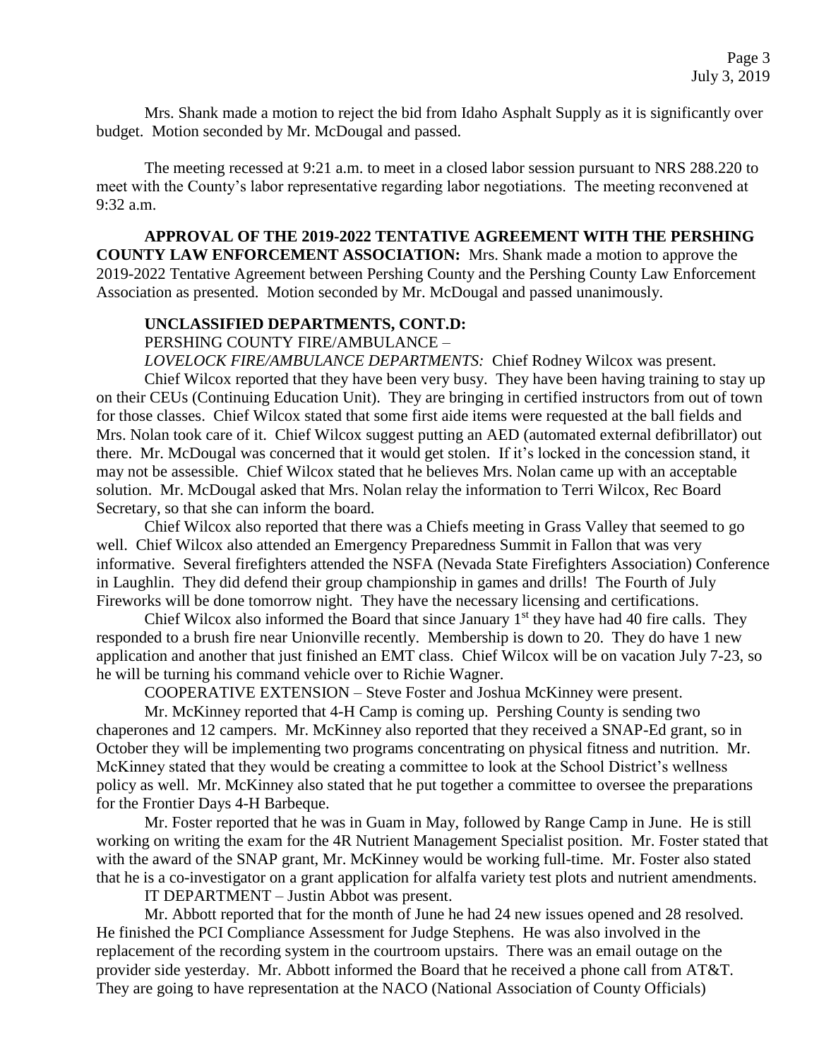Mrs. Shank made a motion to reject the bid from Idaho Asphalt Supply as it is significantly over budget. Motion seconded by Mr. McDougal and passed.

The meeting recessed at 9:21 a.m. to meet in a closed labor session pursuant to NRS 288.220 to meet with the County's labor representative regarding labor negotiations. The meeting reconvened at 9:32 a.m.

**APPROVAL OF THE 2019-2022 TENTATIVE AGREEMENT WITH THE PERSHING COUNTY LAW ENFORCEMENT ASSOCIATION:** Mrs. Shank made a motion to approve the 2019-2022 Tentative Agreement between Pershing County and the Pershing County Law Enforcement Association as presented. Motion seconded by Mr. McDougal and passed unanimously.

**UNCLASSIFIED DEPARTMENTS, CONT.D:**

PERSHING COUNTY FIRE/AMBULANCE –

*LOVELOCK FIRE/AMBULANCE DEPARTMENTS:* Chief Rodney Wilcox was present.

Chief Wilcox reported that they have been very busy. They have been having training to stay up on their CEUs (Continuing Education Unit). They are bringing in certified instructors from out of town for those classes. Chief Wilcox stated that some first aide items were requested at the ball fields and Mrs. Nolan took care of it. Chief Wilcox suggest putting an AED (automated external defibrillator) out there. Mr. McDougal was concerned that it would get stolen. If it's locked in the concession stand, it may not be assessible. Chief Wilcox stated that he believes Mrs. Nolan came up with an acceptable solution. Mr. McDougal asked that Mrs. Nolan relay the information to Terri Wilcox, Rec Board Secretary, so that she can inform the board.

Chief Wilcox also reported that there was a Chiefs meeting in Grass Valley that seemed to go well. Chief Wilcox also attended an Emergency Preparedness Summit in Fallon that was very informative. Several firefighters attended the NSFA (Nevada State Firefighters Association) Conference in Laughlin. They did defend their group championship in games and drills! The Fourth of July Fireworks will be done tomorrow night. They have the necessary licensing and certifications.

Chief Wilcox also informed the Board that since January 1st they have had 40 fire calls. They responded to a brush fire near Unionville recently. Membership is down to 20. They do have 1 new application and another that just finished an EMT class. Chief Wilcox will be on vacation July 7-23, so he will be turning his command vehicle over to Richie Wagner.

COOPERATIVE EXTENSION – Steve Foster and Joshua McKinney were present.

Mr. McKinney reported that 4-H Camp is coming up. Pershing County is sending two chaperones and 12 campers. Mr. McKinney also reported that they received a SNAP-Ed grant, so in October they will be implementing two programs concentrating on physical fitness and nutrition. Mr. McKinney stated that they would be creating a committee to look at the School District's wellness policy as well. Mr. McKinney also stated that he put together a committee to oversee the preparations for the Frontier Days 4-H Barbeque.

Mr. Foster reported that he was in Guam in May, followed by Range Camp in June. He is still working on writing the exam for the 4R Nutrient Management Specialist position. Mr. Foster stated that with the award of the SNAP grant, Mr. McKinney would be working full-time. Mr. Foster also stated that he is a co-investigator on a grant application for alfalfa variety test plots and nutrient amendments.

IT DEPARTMENT – Justin Abbot was present.

Mr. Abbott reported that for the month of June he had 24 new issues opened and 28 resolved. He finished the PCI Compliance Assessment for Judge Stephens. He was also involved in the replacement of the recording system in the courtroom upstairs. There was an email outage on the provider side yesterday. Mr. Abbott informed the Board that he received a phone call from AT&T. They are going to have representation at the NACO (National Association of County Officials)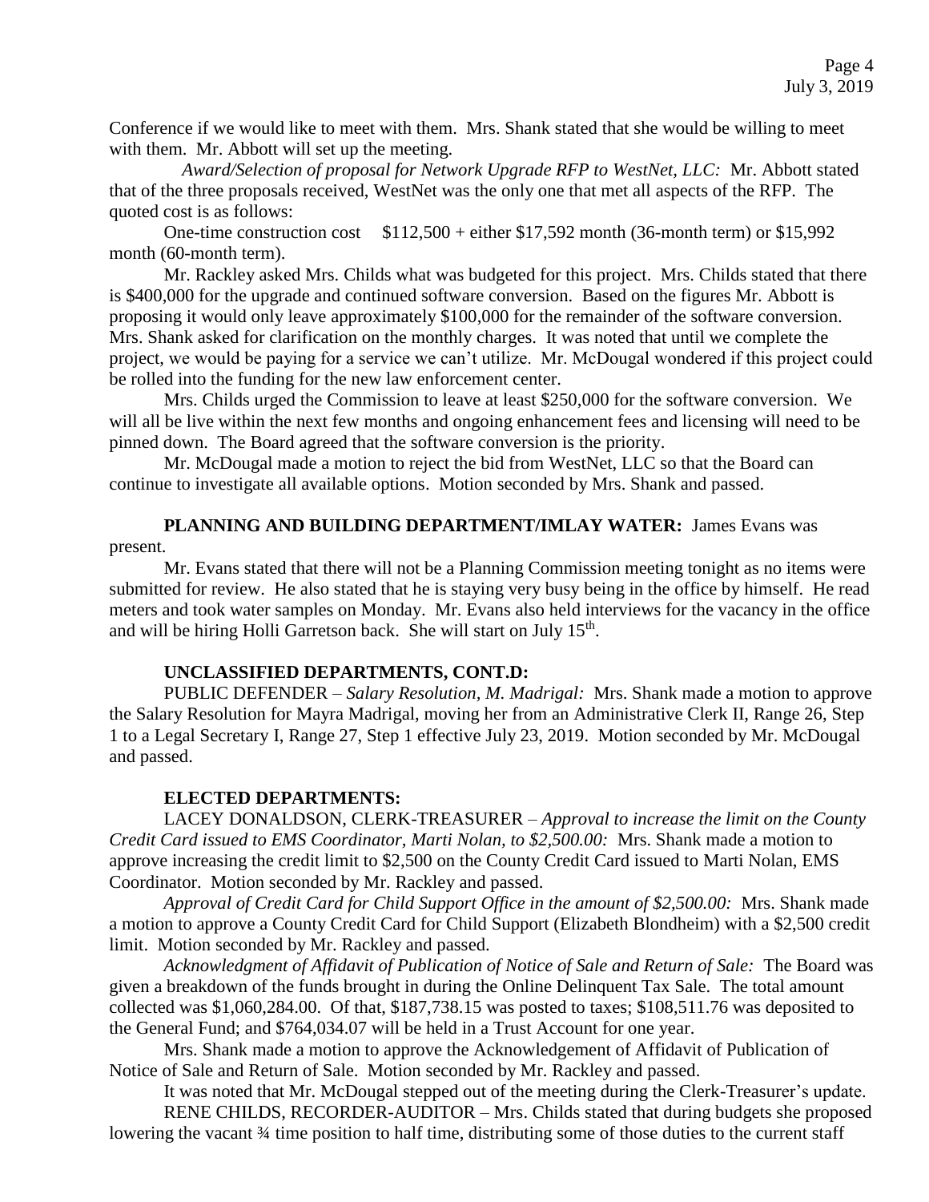Conference if we would like to meet with them. Mrs. Shank stated that she would be willing to meet with them. Mr. Abbott will set up the meeting.

*Award/Selection of proposal for Network Upgrade RFP to WestNet, LLC:* Mr. Abbott stated that of the three proposals received, WestNet was the only one that met all aspects of the RFP. The quoted cost is as follows:

One-time construction cost $112,500 + either $17,592 month (36-month term) or $15,992 month (60-month term).

Mr. Rackley asked Mrs. Childs what was budgeted for this project. Mrs. Childs stated that there is $400,000 for the upgrade and continued software conversion. Based on the figures Mr. Abbott is proposing it would only leave approximately $100,000 for the remainder of the software conversion. Mrs. Shank asked for clarification on the monthly charges. It was noted that until we complete the project, we would be paying for a service we can't utilize. Mr. McDougal wondered if this project could be rolled into the funding for the new law enforcement center.

Mrs. Childs urged the Commission to leave at least $250,000 for the software conversion. We will all be live within the next few months and ongoing enhancement fees and licensing will need to be pinned down. The Board agreed that the software conversion is the priority.

Mr. McDougal made a motion to reject the bid from WestNet, LLC so that the Board can continue to investigate all available options. Motion seconded by Mrs. Shank and passed.

**PLANNING AND BUILDING DEPARTMENT/IMLAY WATER:** James Evans was present.

Mr. Evans stated that there will not be a Planning Commission meeting tonight as no items were submitted for review. He also stated that he is staying very busy being in the office by himself. He read meters and took water samples on Monday. Mr. Evans also held interviews for the vacancy in the office and will be hiring Holli Garretson back. She will start on July 15th.

**UNCLASSIFIED DEPARTMENTS, CONT.D:**

PUBLIC DEFENDER – *Salary Resolution, M. Madrigal:* Mrs. Shank made a motion to approve the Salary Resolution for Mayra Madrigal, moving her from an Administrative Clerk II, Range 26, Step 1 to a Legal Secretary I, Range 27, Step 1 effective July 23, 2019. Motion seconded by Mr. McDougal and passed.

**ELECTED DEPARTMENTS:**

LACEY DONALDSON, CLERK-TREASURER – *Approval to increase the limit on the County Credit Card issued to EMS Coordinator, Marti Nolan, to $2,500.00:* Mrs. Shank made a motion to approve increasing the credit limit to $2,500 on the County Credit Card issued to Marti Nolan, EMS Coordinator. Motion seconded by Mr. Rackley and passed.

*Approval of Credit Card for Child Support Office in the amount of $2,500.00:* Mrs. Shank made a motion to approve a County Credit Card for Child Support (Elizabeth Blondheim) with a $2,500 credit limit. Motion seconded by Mr. Rackley and passed.

*Acknowledgment of Affidavit of Publication of Notice of Sale and Return of Sale:* The Board was given a breakdown of the funds brought in during the Online Delinquent Tax Sale. The total amount collected was $1,060,284.00. Of that, $187,738.15 was posted to taxes; $108,511.76 was deposited to the General Fund; and $764,034.07 will be held in a Trust Account for one year.

Mrs. Shank made a motion to approve the Acknowledgement of Affidavit of Publication of Notice of Sale and Return of Sale. Motion seconded by Mr. Rackley and passed.

It was noted that Mr. McDougal stepped out of the meeting during the Clerk-Treasurer's update.

RENE CHILDS, RECORDER-AUDITOR – Mrs. Childs stated that during budgets she proposed lowering the vacant ¾ time position to half time, distributing some of those duties to the current staff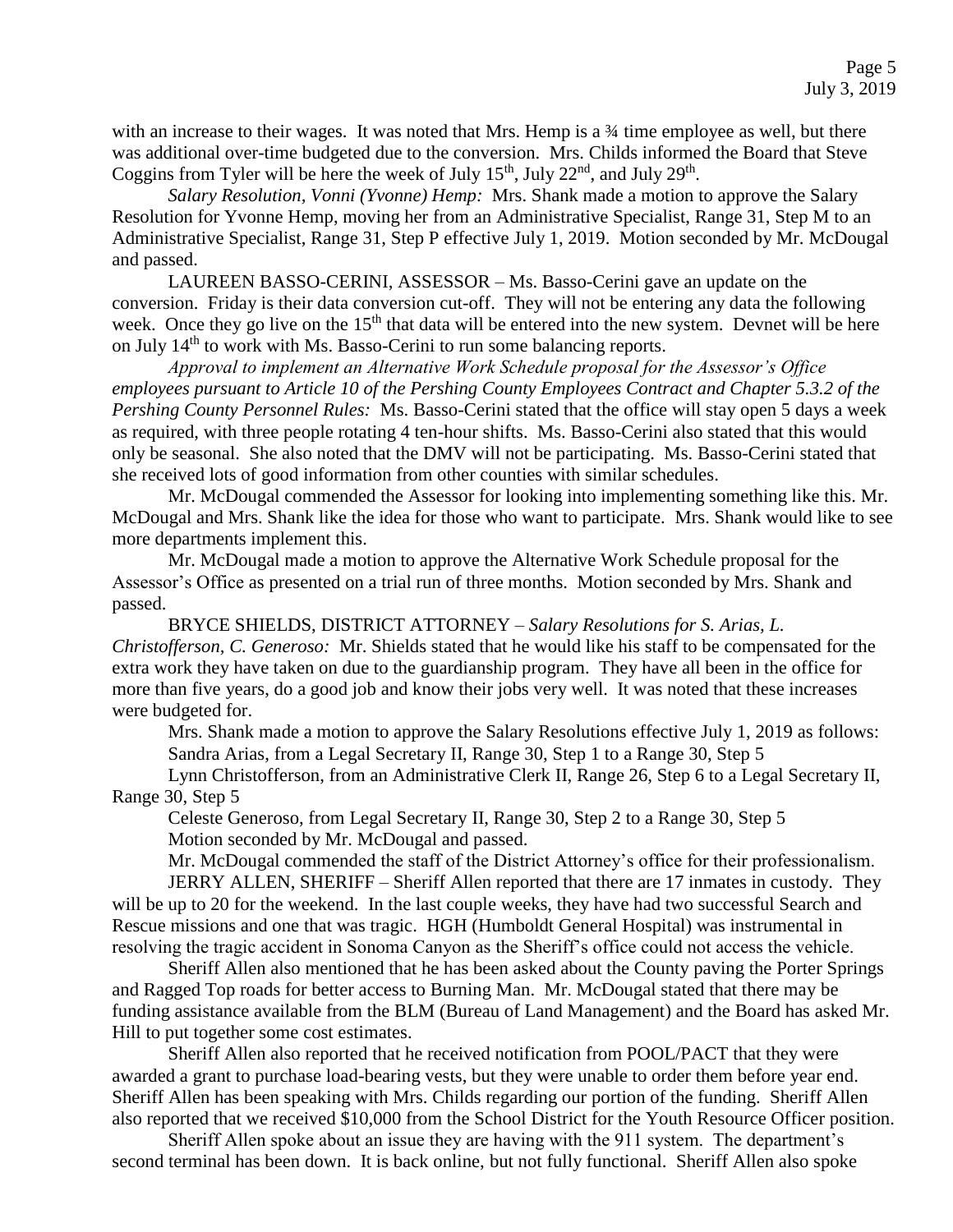with an increase to their wages. It was noted that Mrs. Hemp is a ¾ time employee as well, but there was additional over-time budgeted due to the conversion. Mrs. Childs informed the Board that Steve Coggins from Tyler will be here the week of July 15th, July 22nd, and July 29th.

*Salary Resolution, Vonni (Yvonne) Hemp:* Mrs. Shank made a motion to approve the Salary Resolution for Yvonne Hemp, moving her from an Administrative Specialist, Range 31, Step M to an Administrative Specialist, Range 31, Step P effective July 1, 2019. Motion seconded by Mr. McDougal and passed.

LAUREEN BASSO-CERINI, ASSESSOR – Ms. Basso-Cerini gave an update on the conversion. Friday is their data conversion cut-off. They will not be entering any data the following week. Once they go live on the 15th that data will be entered into the new system. Devnet will be here on July 14th to work with Ms. Basso-Cerini to run some balancing reports.

*Approval to implement an Alternative Work Schedule proposal for the Assessor's Office employees pursuant to Article 10 of the Pershing County Employees Contract and Chapter 5.3.2 of the Pershing County Personnel Rules:* Ms. Basso-Cerini stated that the office will stay open 5 days a week as required, with three people rotating 4 ten-hour shifts. Ms. Basso-Cerini also stated that this would only be seasonal. She also noted that the DMV will not be participating. Ms. Basso-Cerini stated that she received lots of good information from other counties with similar schedules.

Mr. McDougal commended the Assessor for looking into implementing something like this. Mr. McDougal and Mrs. Shank like the idea for those who want to participate. Mrs. Shank would like to see more departments implement this.

Mr. McDougal made a motion to approve the Alternative Work Schedule proposal for the Assessor's Office as presented on a trial run of three months. Motion seconded by Mrs. Shank and passed.

BRYCE SHIELDS, DISTRICT ATTORNEY – *Salary Resolutions for S. Arias, L. Christofferson, C. Generoso:* Mr. Shields stated that he would like his staff to be compensated for the extra work they have taken on due to the guardianship program. They have all been in the office for more than five years, do a good job and know their jobs very well. It was noted that these increases were budgeted for.

Mrs. Shank made a motion to approve the Salary Resolutions effective July 1, 2019 as follows:

Sandra Arias, from a Legal Secretary II, Range 30, Step 1 to a Range 30, Step 5

Lynn Christofferson, from an Administrative Clerk II, Range 26, Step 6 to a Legal Secretary II, Range 30, Step 5

Celeste Generoso, from Legal Secretary II, Range 30, Step 2 to a Range 30, Step 5

Motion seconded by Mr. McDougal and passed.

Mr. McDougal commended the staff of the District Attorney's office for their professionalism.

JERRY ALLEN, SHERIFF – Sheriff Allen reported that there are 17 inmates in custody. They will be up to 20 for the weekend. In the last couple weeks, they have had two successful Search and Rescue missions and one that was tragic. HGH (Humboldt General Hospital) was instrumental in resolving the tragic accident in Sonoma Canyon as the Sheriff's office could not access the vehicle.

Sheriff Allen also mentioned that he has been asked about the County paving the Porter Springs and Ragged Top roads for better access to Burning Man. Mr. McDougal stated that there may be funding assistance available from the BLM (Bureau of Land Management) and the Board has asked Mr. Hill to put together some cost estimates.

Sheriff Allen also reported that he received notification from POOL/PACT that they were awarded a grant to purchase load-bearing vests, but they were unable to order them before year end. Sheriff Allen has been speaking with Mrs. Childs regarding our portion of the funding. Sheriff Allen also reported that we received $10,000 from the School District for the Youth Resource Officer position.

Sheriff Allen spoke about an issue they are having with the 911 system. The department's second terminal has been down. It is back online, but not fully functional. Sheriff Allen also spoke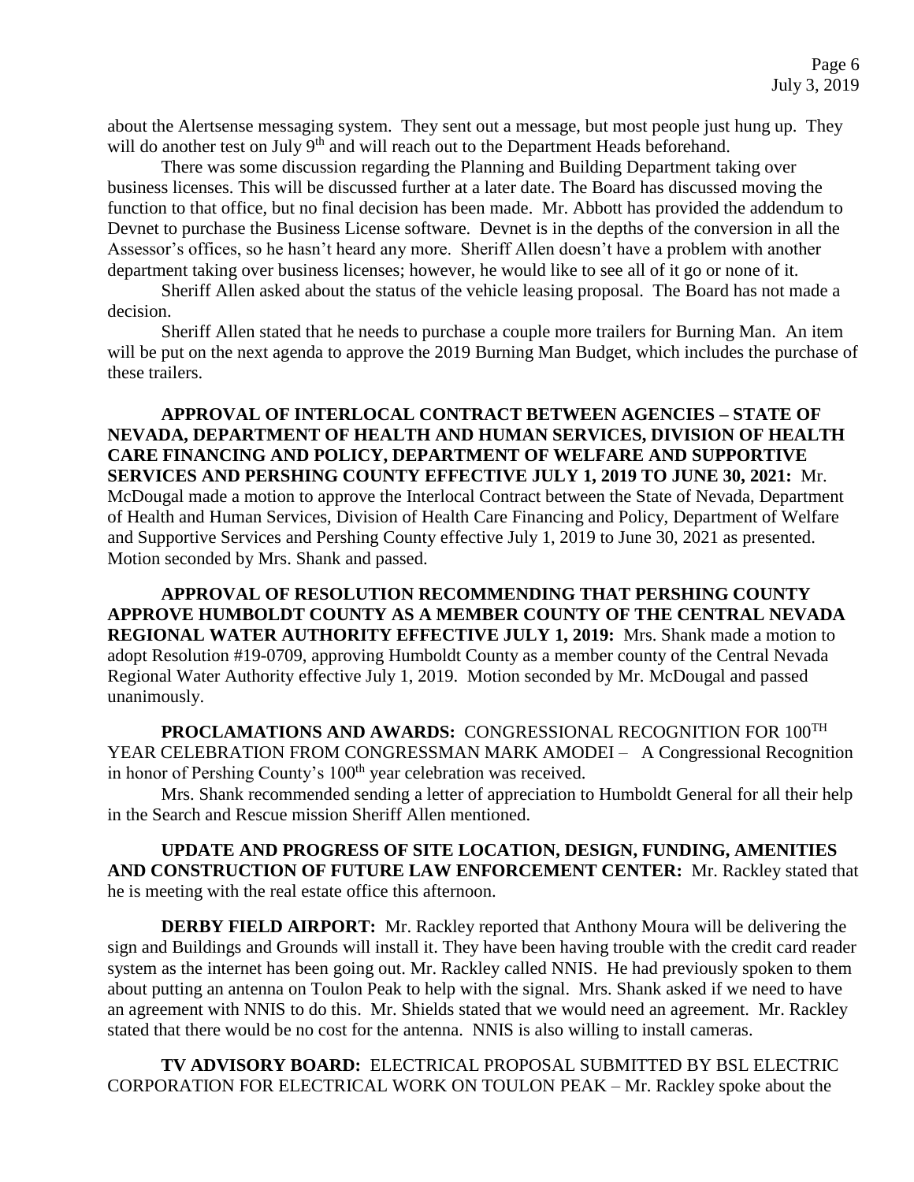about the Alertsense messaging system. They sent out a message, but most people just hung up. They will do another test on July 9th and will reach out to the Department Heads beforehand.

There was some discussion regarding the Planning and Building Department taking over business licenses. This will be discussed further at a later date. The Board has discussed moving the function to that office, but no final decision has been made. Mr. Abbott has provided the addendum to Devnet to purchase the Business License software. Devnet is in the depths of the conversion in all the Assessor's offices, so he hasn't heard any more. Sheriff Allen doesn't have a problem with another department taking over business licenses; however, he would like to see all of it go or none of it.

Sheriff Allen asked about the status of the vehicle leasing proposal. The Board has not made a decision.

Sheriff Allen stated that he needs to purchase a couple more trailers for Burning Man. An item will be put on the next agenda to approve the 2019 Burning Man Budget, which includes the purchase of these trailers.

**APPROVAL OF INTERLOCAL CONTRACT BETWEEN AGENCIES – STATE OF NEVADA, DEPARTMENT OF HEALTH AND HUMAN SERVICES, DIVISION OF HEALTH CARE FINANCING AND POLICY, DEPARTMENT OF WELFARE AND SUPPORTIVE SERVICES AND PERSHING COUNTY EFFECTIVE JULY 1, 2019 TO JUNE 30, 2021:** Mr. McDougal made a motion to approve the Interlocal Contract between the State of Nevada, Department of Health and Human Services, Division of Health Care Financing and Policy, Department of Welfare and Supportive Services and Pershing County effective July 1, 2019 to June 30, 2021 as presented. Motion seconded by Mrs. Shank and passed.

**APPROVAL OF RESOLUTION RECOMMENDING THAT PERSHING COUNTY APPROVE HUMBOLDT COUNTY AS A MEMBER COUNTY OF THE CENTRAL NEVADA REGIONAL WATER AUTHORITY EFFECTIVE JULY 1, 2019:** Mrs. Shank made a motion to adopt Resolution #19-0709, approving Humboldt County as a member county of the Central Nevada Regional Water Authority effective July 1, 2019. Motion seconded by Mr. McDougal and passed unanimously.

**PROCLAMATIONS AND AWARDS:** CONGRESSIONAL RECOGNITION FOR 100TH YEAR CELEBRATION FROM CONGRESSMAN MARK AMODEI – A Congressional Recognition in honor of Pershing County's 100th year celebration was received.

Mrs. Shank recommended sending a letter of appreciation to Humboldt General for all their help in the Search and Rescue mission Sheriff Allen mentioned.

**UPDATE AND PROGRESS OF SITE LOCATION, DESIGN, FUNDING, AMENITIES AND CONSTRUCTION OF FUTURE LAW ENFORCEMENT CENTER:** Mr. Rackley stated that he is meeting with the real estate office this afternoon.

**DERBY FIELD AIRPORT:** Mr. Rackley reported that Anthony Moura will be delivering the sign and Buildings and Grounds will install it. They have been having trouble with the credit card reader system as the internet has been going out. Mr. Rackley called NNIS. He had previously spoken to them about putting an antenna on Toulon Peak to help with the signal. Mrs. Shank asked if we need to have an agreement with NNIS to do this. Mr. Shields stated that we would need an agreement. Mr. Rackley stated that there would be no cost for the antenna. NNIS is also willing to install cameras.

**TV ADVISORY BOARD:** ELECTRICAL PROPOSAL SUBMITTED BY BSL ELECTRIC CORPORATION FOR ELECTRICAL WORK ON TOULON PEAK – Mr. Rackley spoke about the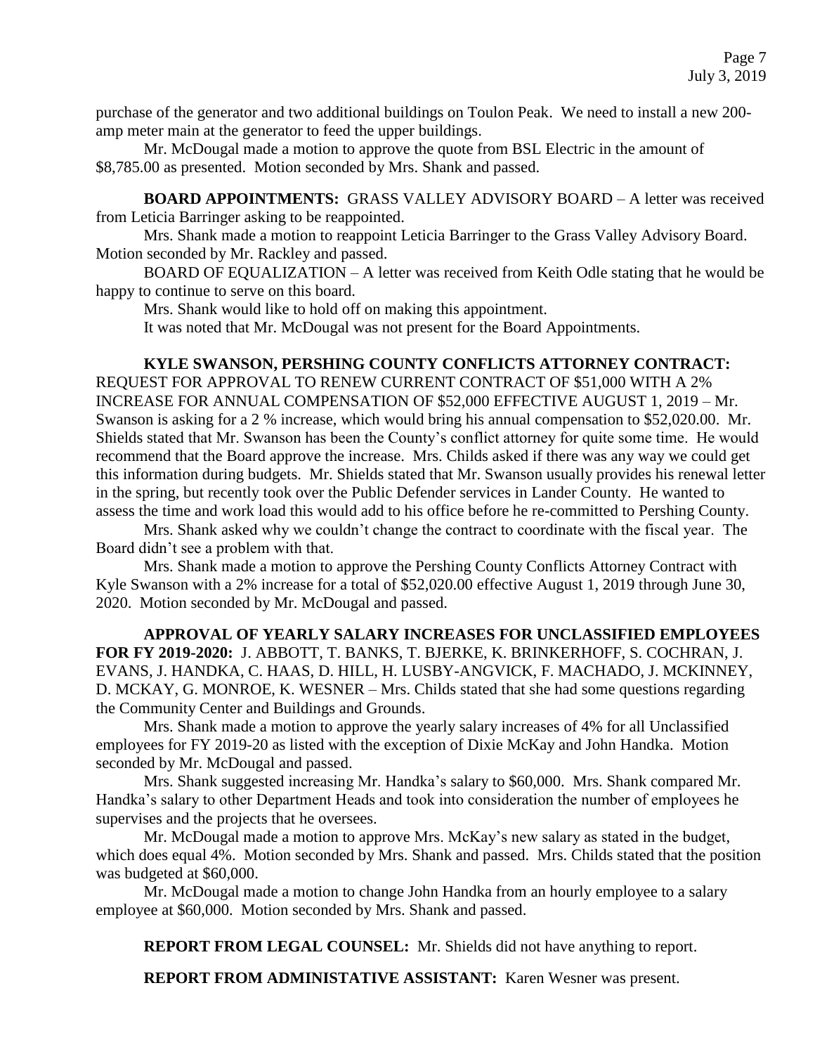purchase of the generator and two additional buildings on Toulon Peak. We need to install a new 200-amp meter main at the generator to feed the upper buildings.

Mr. McDougal made a motion to approve the quote from BSL Electric in the amount of $8,785.00 as presented. Motion seconded by Mrs. Shank and passed.

**BOARD APPOINTMENTS:** GRASS VALLEY ADVISORY BOARD – A letter was received from Leticia Barringer asking to be reappointed.

Mrs. Shank made a motion to reappoint Leticia Barringer to the Grass Valley Advisory Board. Motion seconded by Mr. Rackley and passed.

BOARD OF EQUALIZATION – A letter was received from Keith Odle stating that he would be happy to continue to serve on this board.

Mrs. Shank would like to hold off on making this appointment.

It was noted that Mr. McDougal was not present for the Board Appointments.

**KYLE SWANSON, PERSHING COUNTY CONFLICTS ATTORNEY CONTRACT:** REQUEST FOR APPROVAL TO RENEW CURRENT CONTRACT OF $51,000 WITH A 2% INCREASE FOR ANNUAL COMPENSATION OF $52,000 EFFECTIVE AUGUST 1, 2019 – Mr. Swanson is asking for a 2 % increase, which would bring his annual compensation to $52,020.00. Mr. Shields stated that Mr. Swanson has been the County's conflict attorney for quite some time. He would recommend that the Board approve the increase. Mrs. Childs asked if there was any way we could get this information during budgets. Mr. Shields stated that Mr. Swanson usually provides his renewal letter in the spring, but recently took over the Public Defender services in Lander County. He wanted to assess the time and work load this would add to his office before he re-committed to Pershing County.

Mrs. Shank asked why we couldn't change the contract to coordinate with the fiscal year. The Board didn't see a problem with that.

Mrs. Shank made a motion to approve the Pershing County Conflicts Attorney Contract with Kyle Swanson with a 2% increase for a total of $52,020.00 effective August 1, 2019 through June 30, 2020. Motion seconded by Mr. McDougal and passed.

**APPROVAL OF YEARLY SALARY INCREASES FOR UNCLASSIFIED EMPLOYEES FOR FY 2019-2020:** J. ABBOTT, T. BANKS, T. BJERKE, K. BRINKERHOFF, S. COCHRAN, J. EVANS, J. HANDKA, C. HAAS, D. HILL, H. LUSBY-ANGVICK, F. MACHADO, J. MCKINNEY, D. MCKAY, G. MONROE, K. WESNER – Mrs. Childs stated that she had some questions regarding the Community Center and Buildings and Grounds.

Mrs. Shank made a motion to approve the yearly salary increases of 4% for all Unclassified employees for FY 2019-20 as listed with the exception of Dixie McKay and John Handka. Motion seconded by Mr. McDougal and passed.

Mrs. Shank suggested increasing Mr. Handka's salary to $60,000. Mrs. Shank compared Mr. Handka's salary to other Department Heads and took into consideration the number of employees he supervises and the projects that he oversees.

Mr. McDougal made a motion to approve Mrs. McKay's new salary as stated in the budget, which does equal 4%. Motion seconded by Mrs. Shank and passed. Mrs. Childs stated that the position was budgeted at $60,000.

Mr. McDougal made a motion to change John Handka from an hourly employee to a salary employee at $60,000. Motion seconded by Mrs. Shank and passed.

**REPORT FROM LEGAL COUNSEL:** Mr. Shields did not have anything to report.

**REPORT FROM ADMINISTATIVE ASSISTANT:** Karen Wesner was present.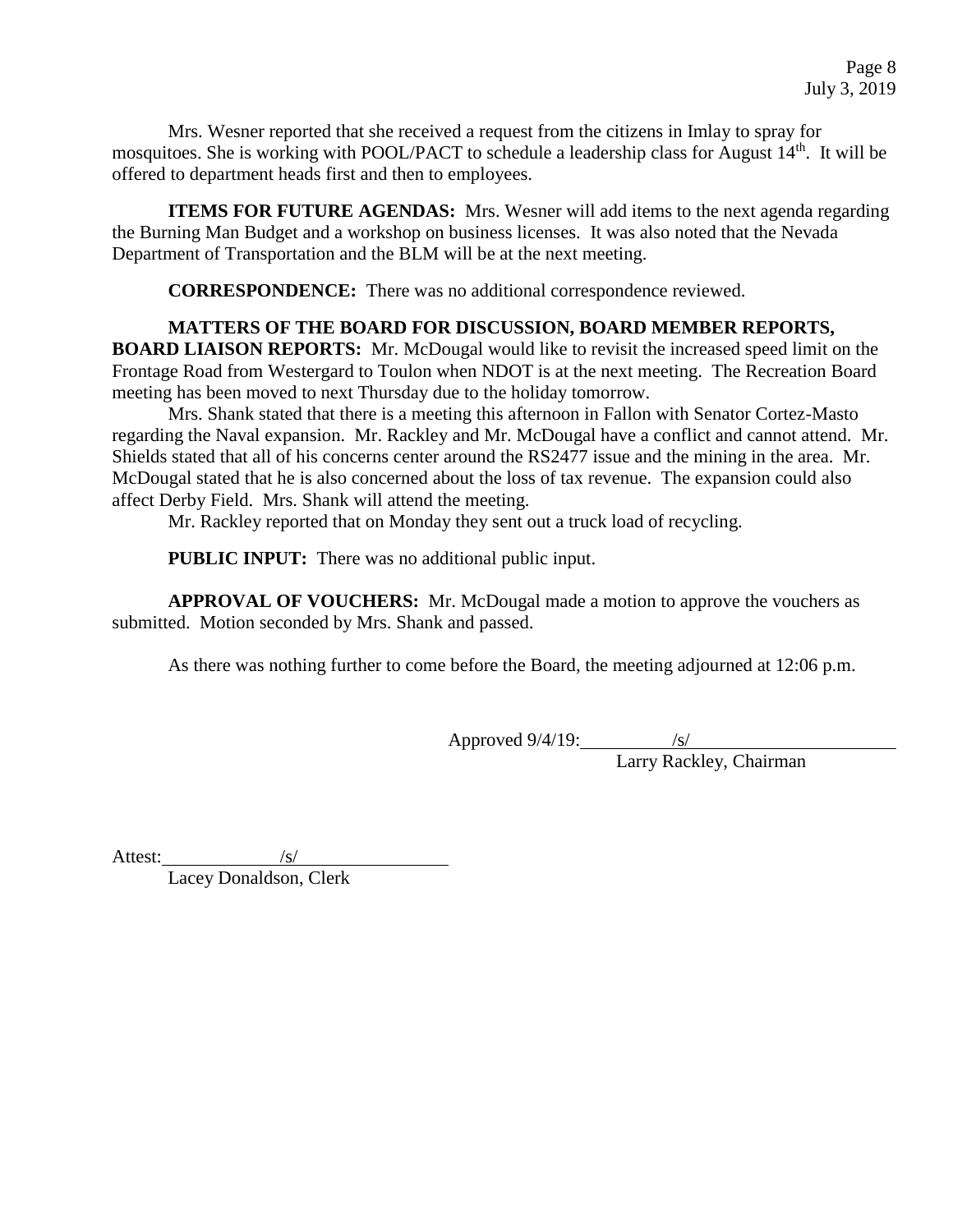Mrs. Wesner reported that she received a request from the citizens in Imlay to spray for mosquitoes. She is working with POOL/PACT to schedule a leadership class for August 14th. It will be offered to department heads first and then to employees.

**ITEMS FOR FUTURE AGENDAS:** Mrs. Wesner will add items to the next agenda regarding the Burning Man Budget and a workshop on business licenses. It was also noted that the Nevada Department of Transportation and the BLM will be at the next meeting.

**CORRESPONDENCE:** There was no additional correspondence reviewed.

**MATTERS OF THE BOARD FOR DISCUSSION, BOARD MEMBER REPORTS, BOARD LIAISON REPORTS:** Mr. McDougal would like to revisit the increased speed limit on the Frontage Road from Westergard to Toulon when NDOT is at the next meeting. The Recreation Board meeting has been moved to next Thursday due to the holiday tomorrow.

Mrs. Shank stated that there is a meeting this afternoon in Fallon with Senator Cortez-Masto regarding the Naval expansion. Mr. Rackley and Mr. McDougal have a conflict and cannot attend. Mr. Shields stated that all of his concerns center around the RS2477 issue and the mining in the area. Mr. McDougal stated that he is also concerned about the loss of tax revenue. The expansion could also affect Derby Field. Mrs. Shank will attend the meeting.

Mr. Rackley reported that on Monday they sent out a truck load of recycling.

**PUBLIC INPUT:** There was no additional public input.

**APPROVAL OF VOUCHERS:** Mr. McDougal made a motion to approve the vouchers as submitted. Motion seconded by Mrs. Shank and passed.

As there was nothing further to come before the Board, the meeting adjourned at 12:06 p.m.

Approved 9/4/19: /s/
Larry Rackley, Chairman

Attest: /s/
Lacey Donaldson, Clerk